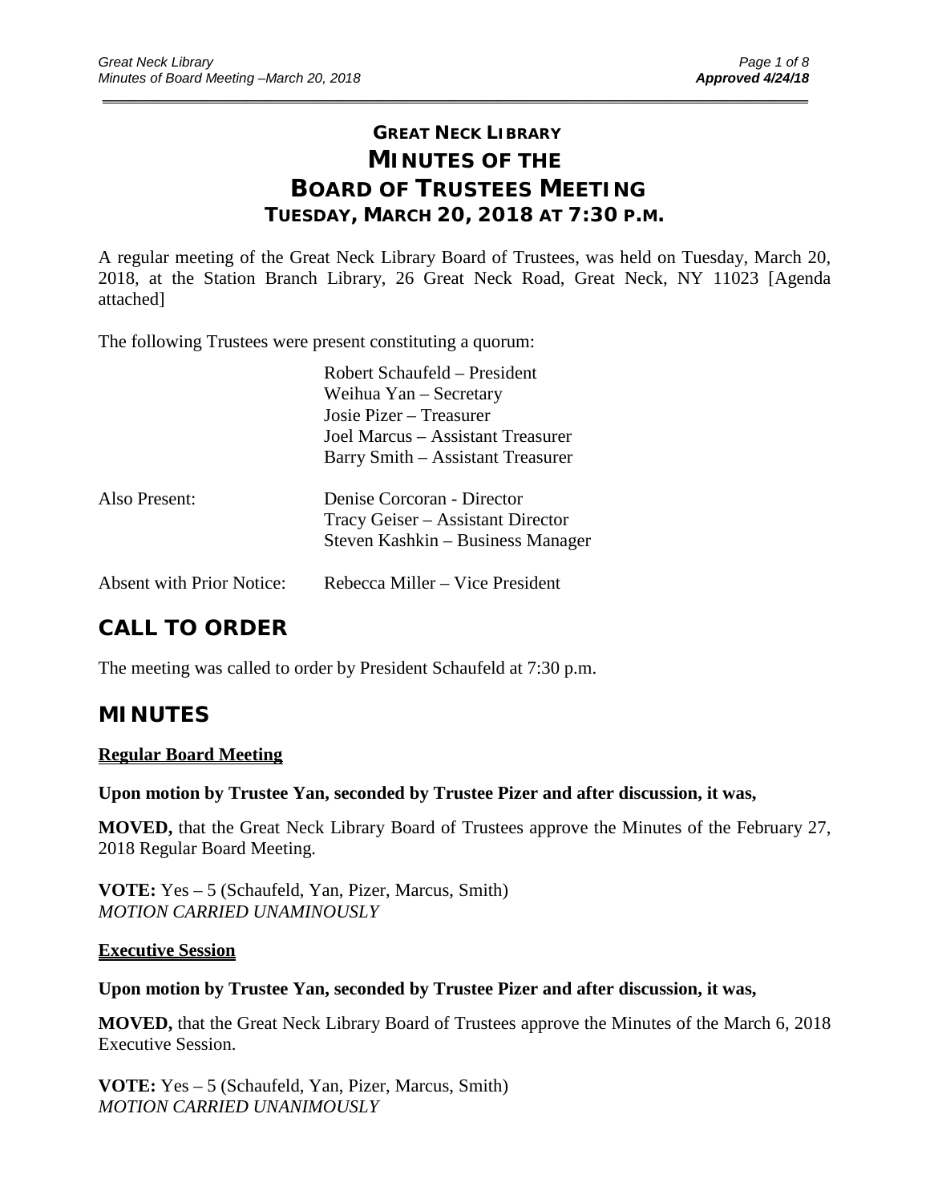# GREAT NECK LIBRARY
# MINUTES OF THE BOARD OF TRUSTEES MEETING
## TUESDAY, MARCH 20, 2018 AT 7:30 P.M.

A regular meeting of the Great Neck Library Board of Trustees, was held on Tuesday, March 20, 2018, at the Station Branch Library, 26 Great Neck Road, Great Neck, NY 11023 [Agenda attached]

The following Trustees were present constituting a quorum:

Robert Schaufeld – President
Weihua Yan – Secretary
Josie Pizer – Treasurer
Joel Marcus – Assistant Treasurer
Barry Smith – Assistant Treasurer

Also Present: Denise Corcoran - Director
Tracy Geiser – Assistant Director
Steven Kashkin – Business Manager

Absent with Prior Notice: Rebecca Miller – Vice President

## CALL TO ORDER

The meeting was called to order by President Schaufeld at 7:30 p.m.

## MINUTES

**Regular Board Meeting**

**Upon motion by Trustee Yan, seconded by Trustee Pizer and after discussion, it was,**

**MOVED,** that the Great Neck Library Board of Trustees approve the Minutes of the February 27, 2018 Regular Board Meeting.

**VOTE:** Yes – 5 (Schaufeld, Yan, Pizer, Marcus, Smith)
*MOTION CARRIED UNAMINOUSLY*

**Executive Session**

**Upon motion by Trustee Yan, seconded by Trustee Pizer and after discussion, it was,**

**MOVED,** that the Great Neck Library Board of Trustees approve the Minutes of the March 6, 2018 Executive Session.

**VOTE:** Yes – 5 (Schaufeld, Yan, Pizer, Marcus, Smith)
*MOTION CARRIED UNANIMOUSLY*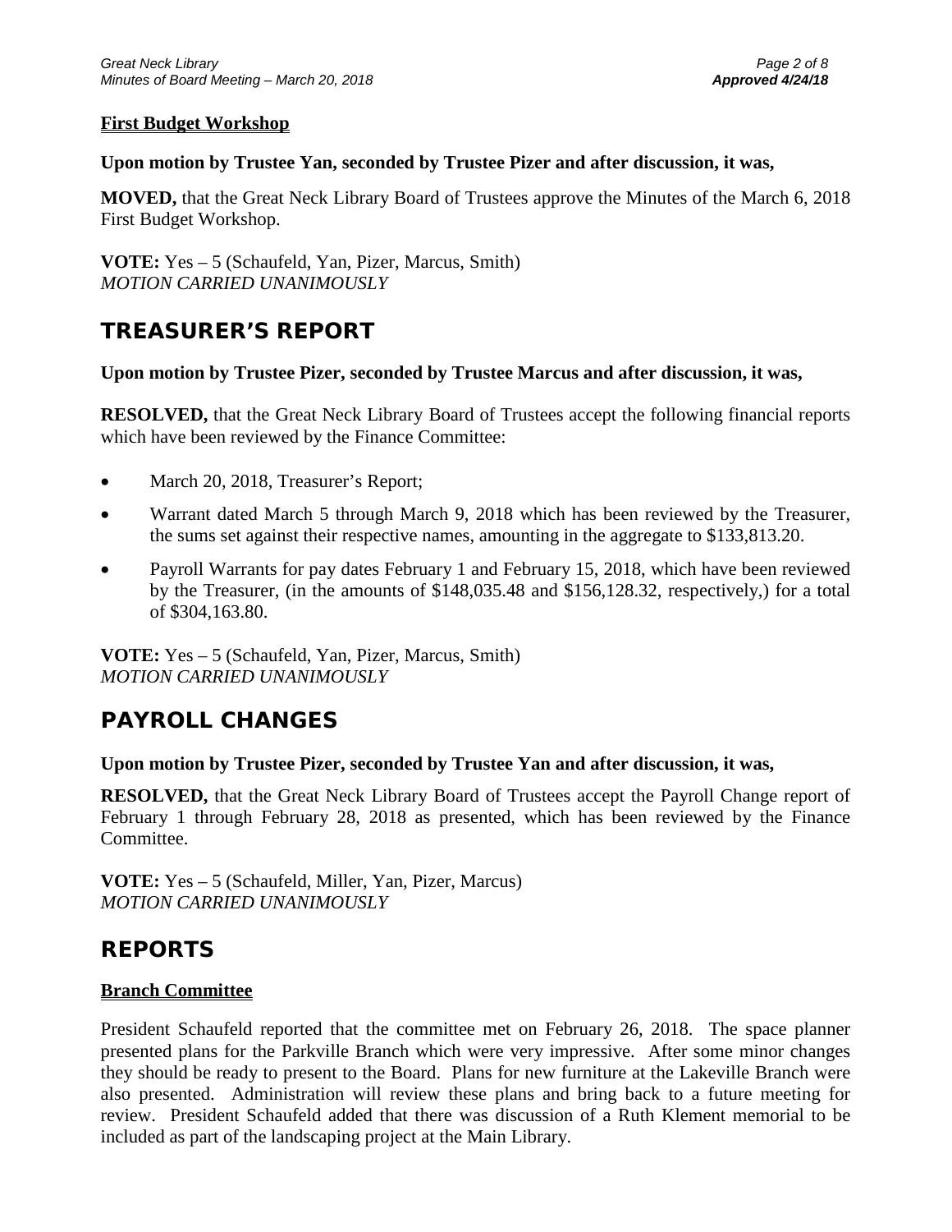**First Budget Workshop**

**Upon motion by Trustee Yan, seconded by Trustee Pizer and after discussion, it was,**

**MOVED,** that the Great Neck Library Board of Trustees approve the Minutes of the March 6, 2018 First Budget Workshop.

**VOTE:** Yes – 5 (Schaufeld, Yan, Pizer, Marcus, Smith)
*MOTION CARRIED UNANIMOUSLY*

## TREASURER'S REPORT

**Upon motion by Trustee Pizer, seconded by Trustee Marcus and after discussion, it was,**

**RESOLVED,** that the Great Neck Library Board of Trustees accept the following financial reports which have been reviewed by the Finance Committee:

- March 20, 2018, Treasurer's Report;
- Warrant dated March 5 through March 9, 2018 which has been reviewed by the Treasurer, the sums set against their respective names, amounting in the aggregate to $133,813.20.
- Payroll Warrants for pay dates February 1 and February 15, 2018, which have been reviewed by the Treasurer, (in the amounts of $148,035.48 and $156,128.32, respectively,) for a total of $304,163.80.

**VOTE:** Yes – 5 (Schaufeld, Yan, Pizer, Marcus, Smith)
*MOTION CARRIED UNANIMOUSLY*

## PAYROLL CHANGES

**Upon motion by Trustee Pizer, seconded by Trustee Yan and after discussion, it was,**

**RESOLVED,** that the Great Neck Library Board of Trustees accept the Payroll Change report of February 1 through February 28, 2018 as presented, which has been reviewed by the Finance Committee.

**VOTE:** Yes – 5 (Schaufeld, Miller, Yan, Pizer, Marcus)
*MOTION CARRIED UNANIMOUSLY*

## REPORTS

**Branch Committee**

President Schaufeld reported that the committee met on February 26, 2018. The space planner presented plans for the Parkville Branch which were very impressive. After some minor changes they should be ready to present to the Board. Plans for new furniture at the Lakeville Branch were also presented. Administration will review these plans and bring back to a future meeting for review. President Schaufeld added that there was discussion of a Ruth Klement memorial to be included as part of the landscaping project at the Main Library.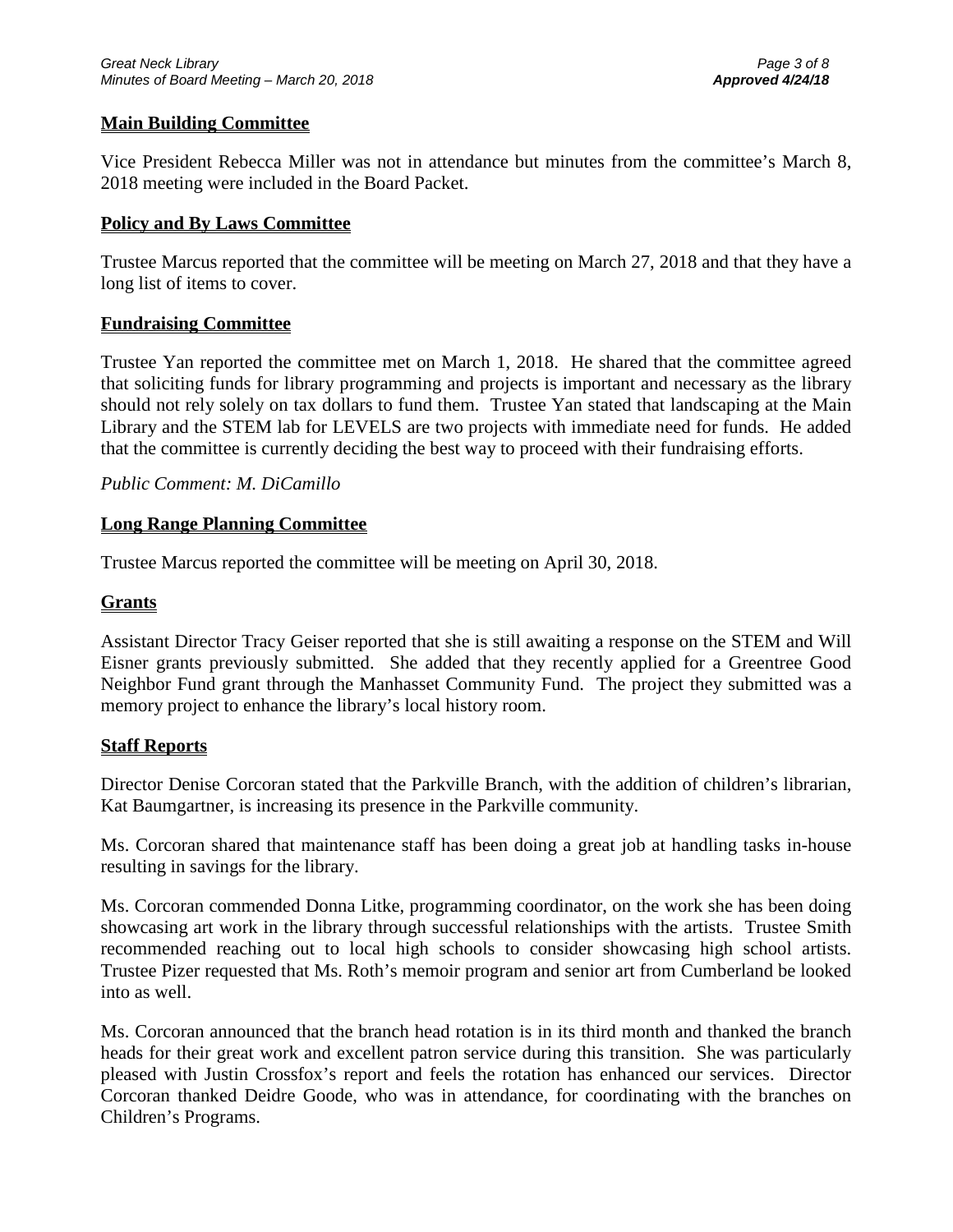**Main Building Committee**

Vice President Rebecca Miller was not in attendance but minutes from the committee's March 8, 2018 meeting were included in the Board Packet.

**Policy and By Laws Committee**

Trustee Marcus reported that the committee will be meeting on March 27, 2018 and that they have a long list of items to cover.

**Fundraising Committee**

Trustee Yan reported the committee met on March 1, 2018. He shared that the committee agreed that soliciting funds for library programming and projects is important and necessary as the library should not rely solely on tax dollars to fund them. Trustee Yan stated that landscaping at the Main Library and the STEM lab for LEVELS are two projects with immediate need for funds. He added that the committee is currently deciding the best way to proceed with their fundraising efforts.

*Public Comment: M. DiCamillo*

**Long Range Planning Committee**

Trustee Marcus reported the committee will be meeting on April 30, 2018.

**Grants**

Assistant Director Tracy Geiser reported that she is still awaiting a response on the STEM and Will Eisner grants previously submitted. She added that they recently applied for a Greentree Good Neighbor Fund grant through the Manhasset Community Fund. The project they submitted was a memory project to enhance the library's local history room.

**Staff Reports**

Director Denise Corcoran stated that the Parkville Branch, with the addition of children's librarian, Kat Baumgartner, is increasing its presence in the Parkville community.

Ms. Corcoran shared that maintenance staff has been doing a great job at handling tasks in-house resulting in savings for the library.

Ms. Corcoran commended Donna Litke, programming coordinator, on the work she has been doing showcasing art work in the library through successful relationships with the artists. Trustee Smith recommended reaching out to local high schools to consider showcasing high school artists. Trustee Pizer requested that Ms. Roth's memoir program and senior art from Cumberland be looked into as well.

Ms. Corcoran announced that the branch head rotation is in its third month and thanked the branch heads for their great work and excellent patron service during this transition. She was particularly pleased with Justin Crossfox's report and feels the rotation has enhanced our services. Director Corcoran thanked Deidre Goode, who was in attendance, for coordinating with the branches on Children's Programs.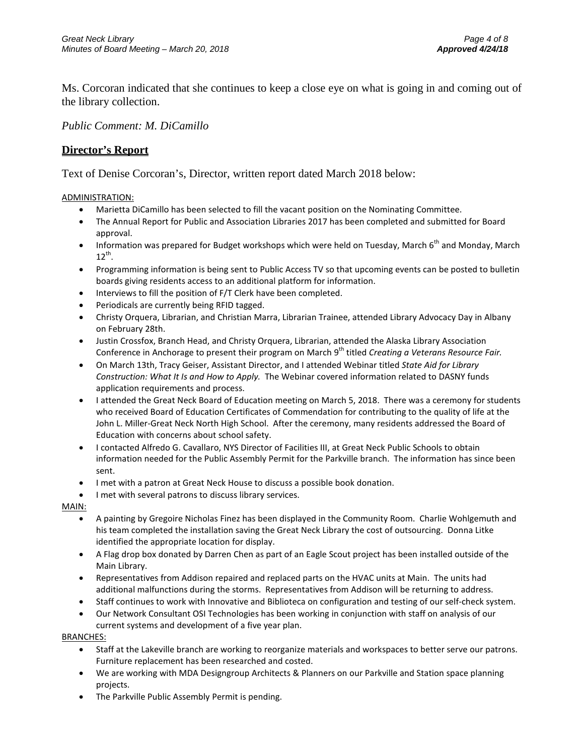Ms. Corcoran indicated that she continues to keep a close eye on what is going in and coming out of the library collection.

*Public Comment: M. DiCamillo*

## **Director's Report**

Text of Denise Corcoran's, Director, written report dated March 2018 below:

ADMINISTRATION:

- Marietta DiCamillo has been selected to fill the vacant position on the Nominating Committee.
- The Annual Report for Public and Association Libraries 2017 has been completed and submitted for Board approval.
- Information was prepared for Budget workshops which were held on Tuesday, March 6th and Monday, March 12th.
- Programming information is being sent to Public Access TV so that upcoming events can be posted to bulletin boards giving residents access to an additional platform for information.
- Interviews to fill the position of F/T Clerk have been completed.
- Periodicals are currently being RFID tagged.
- Christy Orquera, Librarian, and Christian Marra, Librarian Trainee, attended Library Advocacy Day in Albany on February 28th.
- Justin Crossfox, Branch Head, and Christy Orquera, Librarian, attended the Alaska Library Association Conference in Anchorage to present their program on March 9th titled *Creating a Veterans Resource Fair.*
- On March 13th, Tracy Geiser, Assistant Director, and I attended Webinar titled *State Aid for Library Construction: What It Is and How to Apply.* The Webinar covered information related to DASNY funds application requirements and process.
- I attended the Great Neck Board of Education meeting on March 5, 2018. There was a ceremony for students who received Board of Education Certificates of Commendation for contributing to the quality of life at the John L. Miller-Great Neck North High School. After the ceremony, many residents addressed the Board of Education with concerns about school safety.
- I contacted Alfredo G. Cavallaro, NYS Director of Facilities III, at Great Neck Public Schools to obtain information needed for the Public Assembly Permit for the Parkville branch. The information has since been sent.
- I met with a patron at Great Neck House to discuss a possible book donation.
- I met with several patrons to discuss library services.

MAIN:

- A painting by Gregoire Nicholas Finez has been displayed in the Community Room. Charlie Wohlgemuth and his team completed the installation saving the Great Neck Library the cost of outsourcing. Donna Litke identified the appropriate location for display.
- A Flag drop box donated by Darren Chen as part of an Eagle Scout project has been installed outside of the Main Library.
- Representatives from Addison repaired and replaced parts on the HVAC units at Main. The units had additional malfunctions during the storms. Representatives from Addison will be returning to address.
- Staff continues to work with Innovative and Biblioteca on configuration and testing of our self-check system.
- Our Network Consultant OSI Technologies has been working in conjunction with staff on analysis of our current systems and development of a five year plan.

BRANCHES:

- Staff at the Lakeville branch are working to reorganize materials and workspaces to better serve our patrons. Furniture replacement has been researched and costed.
- We are working with MDA Designgroup Architects & Planners on our Parkville and Station space planning projects.
- The Parkville Public Assembly Permit is pending.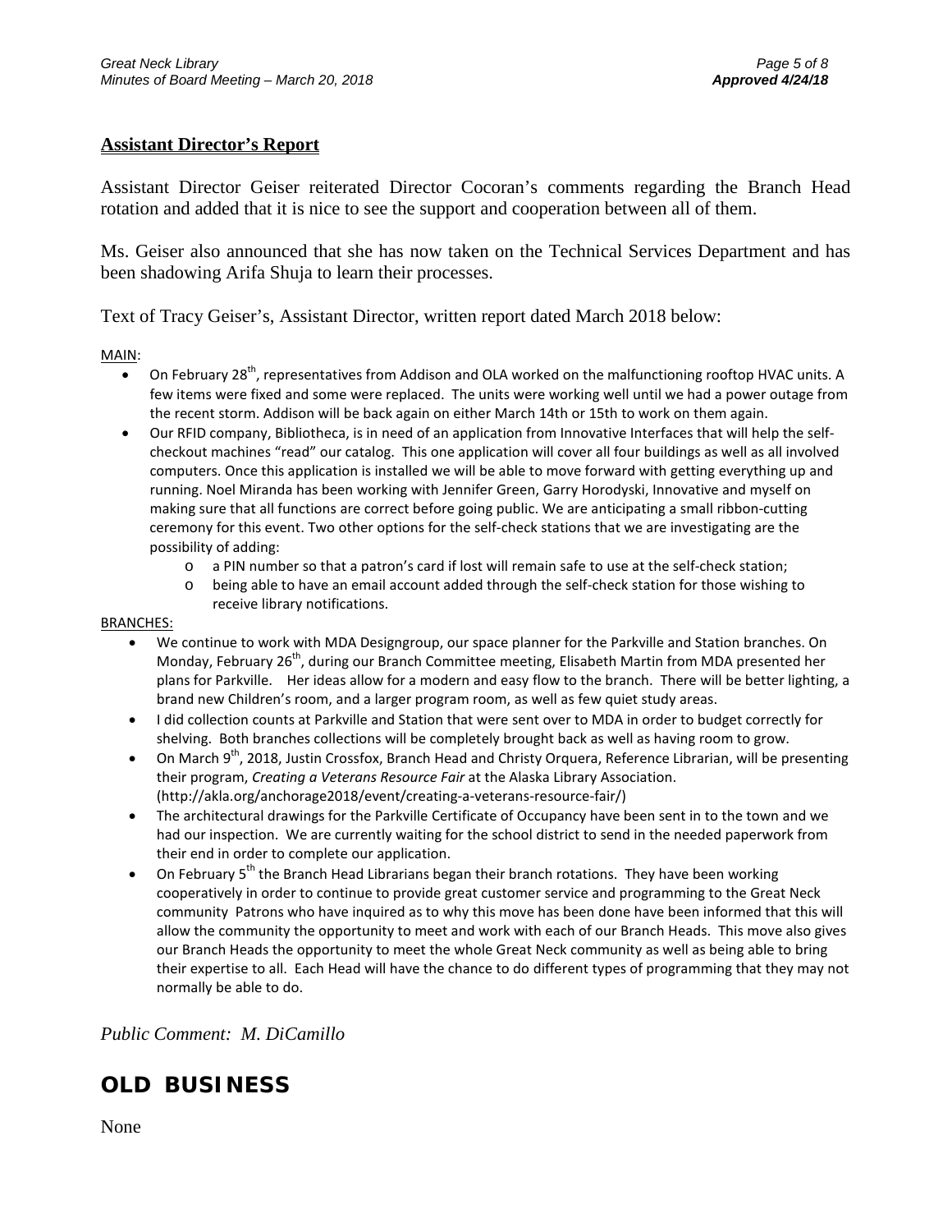## Assistant Director's Report

Assistant Director Geiser reiterated Director Cocoran's comments regarding the Branch Head rotation and added that it is nice to see the support and cooperation between all of them.

Ms. Geiser also announced that she has now taken on the Technical Services Department and has been shadowing Arifa Shuja to learn their processes.

Text of Tracy Geiser's, Assistant Director, written report dated March 2018 below:

MAIN:

- On February 28th, representatives from Addison and OLA worked on the malfunctioning rooftop HVAC units. A few items were fixed and some were replaced. The units were working well until we had a power outage from the recent storm. Addison will be back again on either March 14th or 15th to work on them again.
- Our RFID company, Bibliotheca, is in need of an application from Innovative Interfaces that will help the self-checkout machines "read" our catalog. This one application will cover all four buildings as well as all involved computers. Once this application is installed we will be able to move forward with getting everything up and running. Noel Miranda has been working with Jennifer Green, Garry Horodyski, Innovative and myself on making sure that all functions are correct before going public. We are anticipating a small ribbon-cutting ceremony for this event. Two other options for the self-check stations that we are investigating are the possibility of adding:
  - a PIN number so that a patron's card if lost will remain safe to use at the self-check station;
  - being able to have an email account added through the self-check station for those wishing to receive library notifications.

BRANCHES:

- We continue to work with MDA Designgroup, our space planner for the Parkville and Station branches. On Monday, February 26th, during our Branch Committee meeting, Elisabeth Martin from MDA presented her plans for Parkville. Her ideas allow for a modern and easy flow to the branch. There will be better lighting, a brand new Children's room, and a larger program room, as well as few quiet study areas.
- I did collection counts at Parkville and Station that were sent over to MDA in order to budget correctly for shelving. Both branches collections will be completely brought back as well as having room to grow.
- On March 9th, 2018, Justin Crossfox, Branch Head and Christy Orquera, Reference Librarian, will be presenting their program, *Creating a Veterans Resource Fair* at the Alaska Library Association. (http://akla.org/anchorage2018/event/creating-a-veterans-resource-fair/)
- The architectural drawings for the Parkville Certificate of Occupancy have been sent in to the town and we had our inspection. We are currently waiting for the school district to send in the needed paperwork from their end in order to complete our application.
- On February 5th the Branch Head Librarians began their branch rotations. They have been working cooperatively in order to continue to provide great customer service and programming to the Great Neck community Patrons who have inquired as to why this move has been done have been informed that this will allow the community the opportunity to meet and work with each of our Branch Heads. This move also gives our Branch Heads the opportunity to meet the whole Great Neck community as well as being able to bring their expertise to all. Each Head will have the chance to do different types of programming that they may not normally be able to do.

*Public Comment: M. DiCamillo*

# OLD BUSINESS

None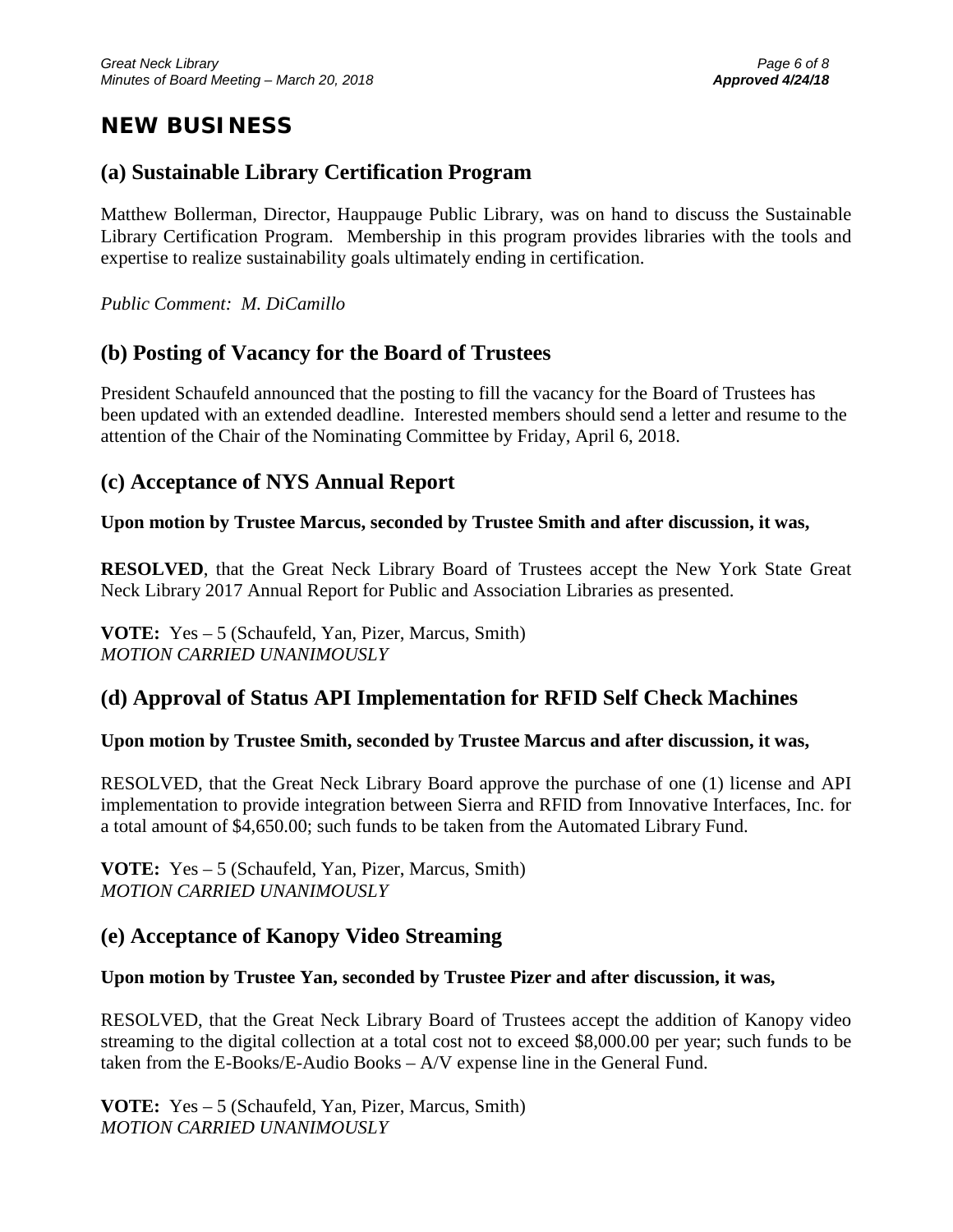# NEW BUSINESS

## (a) Sustainable Library Certification Program

Matthew Bollerman, Director, Hauppauge Public Library, was on hand to discuss the Sustainable Library Certification Program. Membership in this program provides libraries with the tools and expertise to realize sustainability goals ultimately ending in certification.

*Public Comment: M. DiCamillo*

## (b) Posting of Vacancy for the Board of Trustees

President Schaufeld announced that the posting to fill the vacancy for the Board of Trustees has been updated with an extended deadline. Interested members should send a letter and resume to the attention of the Chair of the Nominating Committee by Friday, April 6, 2018.

## (c) Acceptance of NYS Annual Report

**Upon motion by Trustee Marcus, seconded by Trustee Smith and after discussion, it was,**

**RESOLVED**, that the Great Neck Library Board of Trustees accept the New York State Great Neck Library 2017 Annual Report for Public and Association Libraries as presented.

**VOTE:** Yes – 5 (Schaufeld, Yan, Pizer, Marcus, Smith)
*MOTION CARRIED UNANIMOUSLY*

## (d) Approval of Status API Implementation for RFID Self Check Machines

**Upon motion by Trustee Smith, seconded by Trustee Marcus and after discussion, it was,**

RESOLVED, that the Great Neck Library Board approve the purchase of one (1) license and API implementation to provide integration between Sierra and RFID from Innovative Interfaces, Inc. for a total amount of $4,650.00; such funds to be taken from the Automated Library Fund.

**VOTE:** Yes – 5 (Schaufeld, Yan, Pizer, Marcus, Smith)
*MOTION CARRIED UNANIMOUSLY*

## (e) Acceptance of Kanopy Video Streaming

**Upon motion by Trustee Yan, seconded by Trustee Pizer and after discussion, it was,**

RESOLVED, that the Great Neck Library Board of Trustees accept the addition of Kanopy video streaming to the digital collection at a total cost not to exceed $8,000.00 per year; such funds to be taken from the E-Books/E-Audio Books – A/V expense line in the General Fund.

**VOTE:** Yes – 5 (Schaufeld, Yan, Pizer, Marcus, Smith)
*MOTION CARRIED UNANIMOUSLY*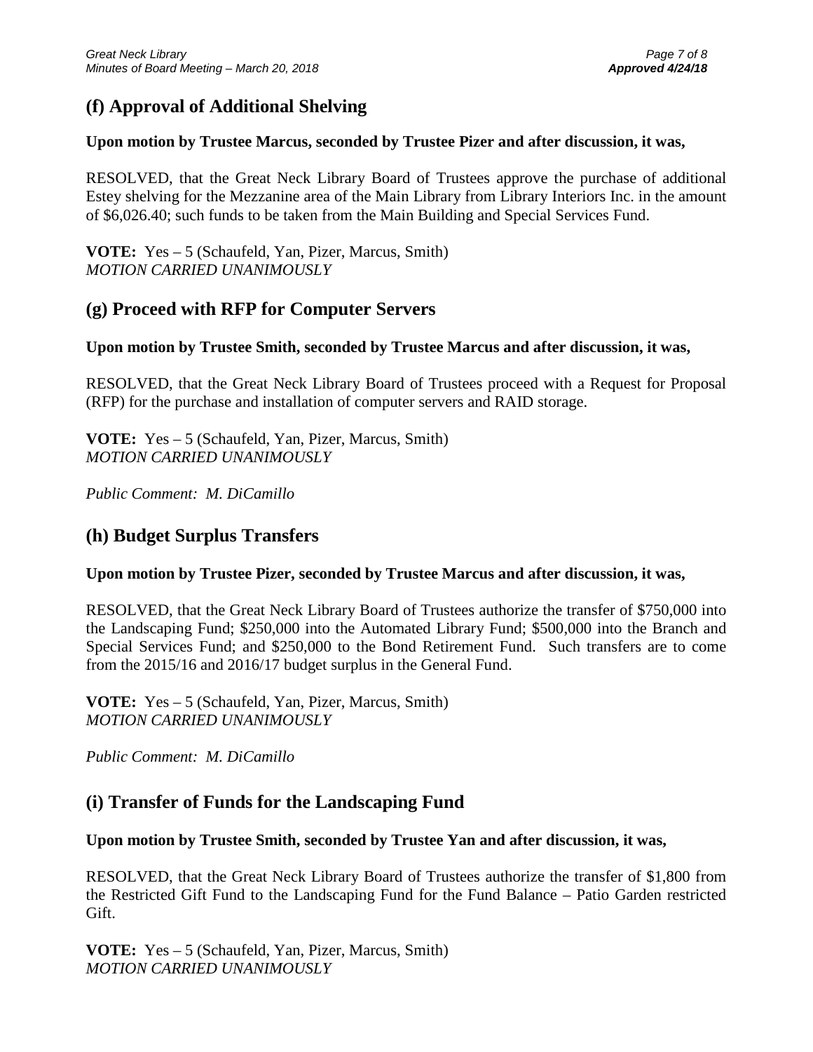## (f) Approval of Additional Shelving

**Upon motion by Trustee Marcus, seconded by Trustee Pizer and after discussion, it was,**

RESOLVED, that the Great Neck Library Board of Trustees approve the purchase of additional Estey shelving for the Mezzanine area of the Main Library from Library Interiors Inc. in the amount of $6,026.40; such funds to be taken from the Main Building and Special Services Fund.

**VOTE:** Yes – 5 (Schaufeld, Yan, Pizer, Marcus, Smith)
*MOTION CARRIED UNANIMOUSLY*

## (g) Proceed with RFP for Computer Servers

**Upon motion by Trustee Smith, seconded by Trustee Marcus and after discussion, it was,**

RESOLVED, that the Great Neck Library Board of Trustees proceed with a Request for Proposal (RFP) for the purchase and installation of computer servers and RAID storage.

**VOTE:** Yes – 5 (Schaufeld, Yan, Pizer, Marcus, Smith)
*MOTION CARRIED UNANIMOUSLY*

*Public Comment: M. DiCamillo*

## (h) Budget Surplus Transfers

**Upon motion by Trustee Pizer, seconded by Trustee Marcus and after discussion, it was,**

RESOLVED, that the Great Neck Library Board of Trustees authorize the transfer of $750,000 into the Landscaping Fund; $250,000 into the Automated Library Fund; $500,000 into the Branch and Special Services Fund; and $250,000 to the Bond Retirement Fund. Such transfers are to come from the 2015/16 and 2016/17 budget surplus in the General Fund.

**VOTE:** Yes – 5 (Schaufeld, Yan, Pizer, Marcus, Smith)
*MOTION CARRIED UNANIMOUSLY*

*Public Comment: M. DiCamillo*

## (i) Transfer of Funds for the Landscaping Fund

**Upon motion by Trustee Smith, seconded by Trustee Yan and after discussion, it was,**

RESOLVED, that the Great Neck Library Board of Trustees authorize the transfer of $1,800 from the Restricted Gift Fund to the Landscaping Fund for the Fund Balance – Patio Garden restricted Gift.

**VOTE:** Yes – 5 (Schaufeld, Yan, Pizer, Marcus, Smith)
*MOTION CARRIED UNANIMOUSLY*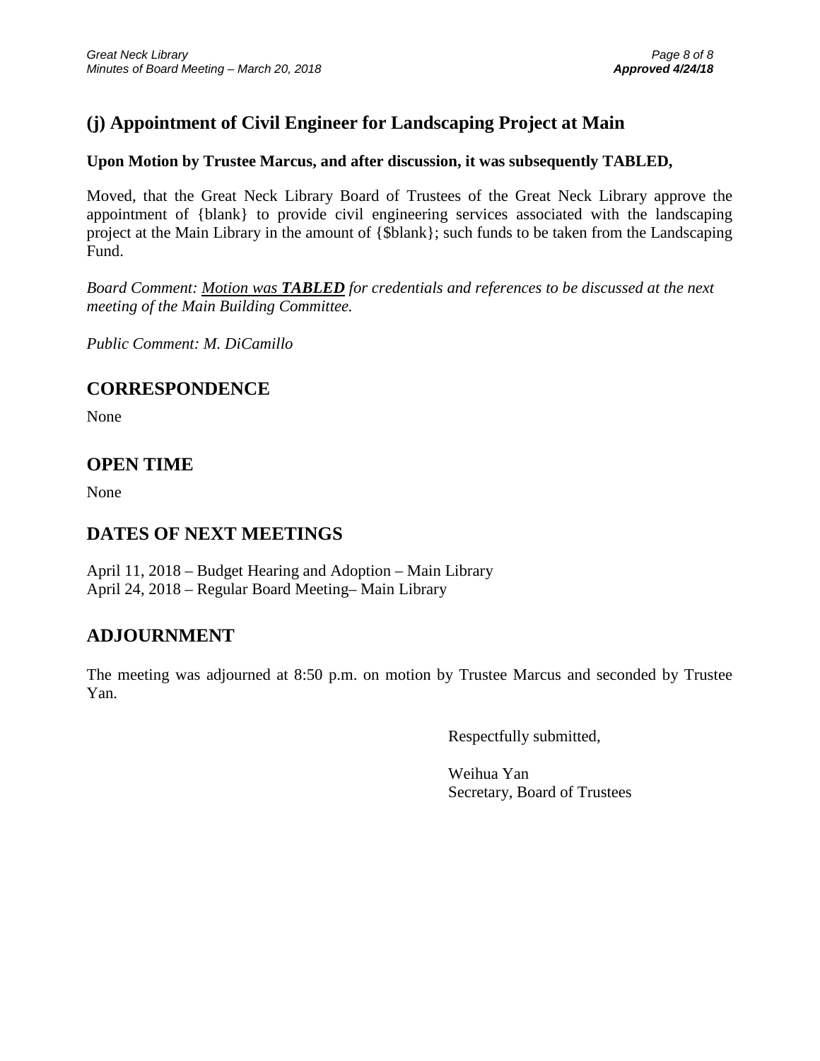## (j) Appointment of Civil Engineer for Landscaping Project at Main

**Upon Motion by Trustee Marcus, and after discussion, it was subsequently TABLED,**

Moved, that the Great Neck Library Board of Trustees of the Great Neck Library approve the appointment of {blank} to provide civil engineering services associated with the landscaping project at the Main Library in the amount of {$blank}; such funds to be taken from the Landscaping Fund.

*Board Comment: <u>Motion was **TABLED**</u> for credentials and references to be discussed at the next meeting of the Main Building Committee.*

*Public Comment: M. DiCamillo*

## CORRESPONDENCE

None

## OPEN TIME

None

## DATES OF NEXT MEETINGS

April 11, 2018 – Budget Hearing and Adoption – Main Library
April 24, 2018 – Regular Board Meeting– Main Library

## ADJOURNMENT

The meeting was adjourned at 8:50 p.m. on motion by Trustee Marcus and seconded by Trustee Yan.

Respectfully submitted,

Weihua Yan
Secretary, Board of Trustees